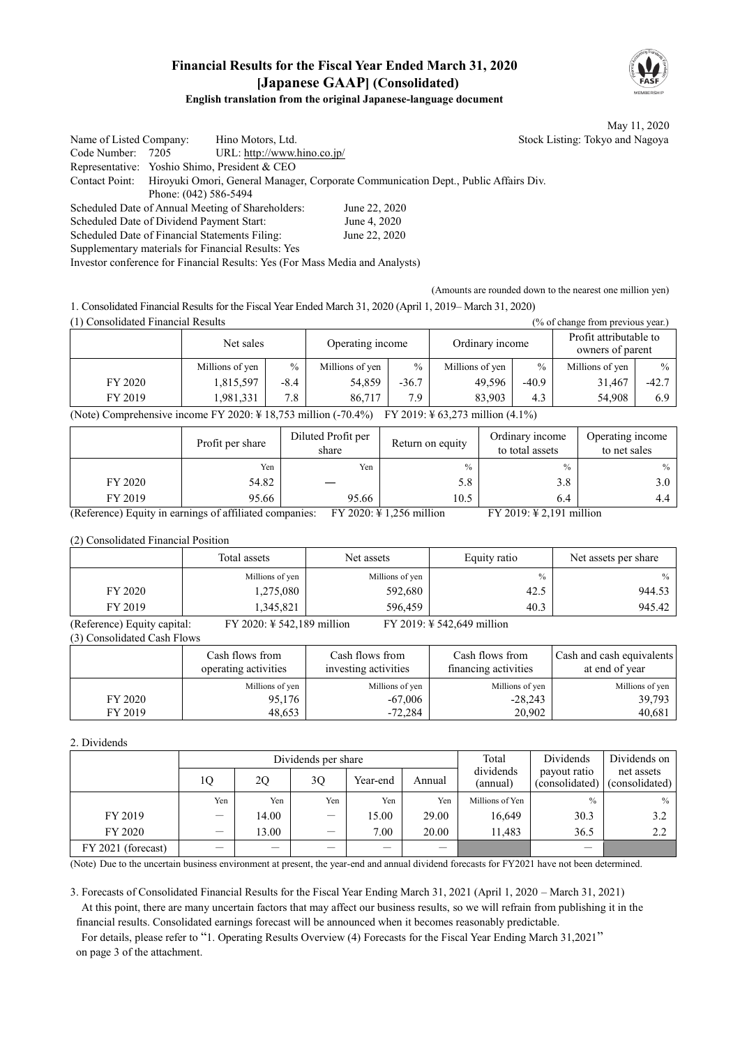# Financial Results for the Fiscal Year Ended March 31, 2020
## [Japanese GAAP] (Consolidated)
### English translation from the original Japanese-language document

May 11, 2020

Name of Listed Company: Hino Motors, Ltd. Stock Listing: Tokyo and Nagoya
Code Number: 7205 URL: http://www.hino.co.jp/
Representative: Yoshio Shimo, President & CEO
Contact Point: Hiroyuki Omori, General Manager, Corporate Communication Dept., Public Affairs Div.
Phone: (042) 586-5494
Scheduled Date of Annual Meeting of Shareholders: June 22, 2020
Scheduled Date of Dividend Payment Start: June 4, 2020
Scheduled Date of Financial Statements Filing: June 22, 2020
Supplementary materials for Financial Results: Yes
Investor conference for Financial Results: Yes (For Mass Media and Analysts)

(Amounts are rounded down to the nearest one million yen)

1. Consolidated Financial Results for the Fiscal Year Ended March 31, 2020 (April 1, 2019– March 31, 2020)

(1) Consolidated Financial Results (% of change from previous year.)

| | Net sales | | Operating income | | Ordinary income | | Profit attributable to owners of parent | |
|---|---|---|---|---|---|---|---|---|
| | Millions of yen | % | Millions of yen | % | Millions of yen | % | Millions of yen | % |
| FY 2020 | 1,815,597 | -8.4 | 54,859 | -36.7 | 49,596 | -40.9 | 31,467 | -42.7 |
| FY 2019 | 1,981,331 | 7.8 | 86,717 | 7.9 | 83,903 | 4.3 | 54,908 | 6.9 |

(Note) Comprehensive income FY 2020: ¥ 18,753 million (-70.4%) FY 2019: ¥ 63,273 million (4.1%)

| | Profit per share | Diluted Profit per share | Return on equity | Ordinary income to total assets | Operating income to net sales |
|---|---|---|---|---|---|
| | Yen | Yen | % | % | % |
| FY 2020 | 54.82 | — | 5.8 | 3.8 | 3.0 |
| FY 2019 | 95.66 | 95.66 | 10.5 | 6.4 | 4.4 |

(Reference) Equity in earnings of affiliated companies: FY 2020: ¥ 1,256 million FY 2019: ¥ 2,191 million

(2) Consolidated Financial Position

| | Total assets | Net assets | Equity ratio | Net assets per share |
|---|---|---|---|---|
| | Millions of yen | Millions of yen | % | % |
| FY 2020 | 1,275,080 | 592,680 | 42.5 | 944.53 |
| FY 2019 | 1,345,821 | 596,459 | 40.3 | 945.42 |

(Reference) Equity capital: FY 2020: ¥ 542,189 million FY 2019: ¥ 542,649 million

(3) Consolidated Cash Flows

| | Cash flows from operating activities | Cash flows from investing activities | Cash flows from financing activities | Cash and cash equivalents at end of year |
|---|---|---|---|---|
| | Millions of yen | Millions of yen | Millions of yen | Millions of yen |
| FY 2020 | 95,176 | -67,006 | -28,243 | 39,793 |
| FY 2019 | 48,653 | -72,284 | 20,902 | 40,681 |

2. Dividends

| | Dividends per share | | | | | Total dividends (annual) | Dividends payout ratio (consolidated) | Dividends on net assets (consolidated) |
|---|---|---|---|---|---|---|---|---|
| | 1Q | 2Q | 3Q | Year-end | Annual | | | |
| | Yen | Yen | Yen | Yen | Yen | Millions of Yen | % | % |
| FY 2019 | — | 14.00 | — | 15.00 | 29.00 | 16,649 | 30.3 | 3.2 |
| FY 2020 | — | 13.00 | — | 7.00 | 20.00 | 11,483 | 36.5 | 2.2 |
| FY 2021 (forecast) | — | — | — | — | — | | — | |

(Note) Due to the uncertain business environment at present, the year-end and annual dividend forecasts for FY2021 have not been determined.

3. Forecasts of Consolidated Financial Results for the Fiscal Year Ending March 31, 2021 (April 1, 2020 – March 31, 2021)

At this point, there are many uncertain factors that may affect our business results, so we will refrain from publishing it in the financial results. Consolidated earnings forecast will be announced when it becomes reasonably predictable.

For details, please refer to "1. Operating Results Overview (4) Forecasts for the Fiscal Year Ending March 31,2021" on page 3 of the attachment.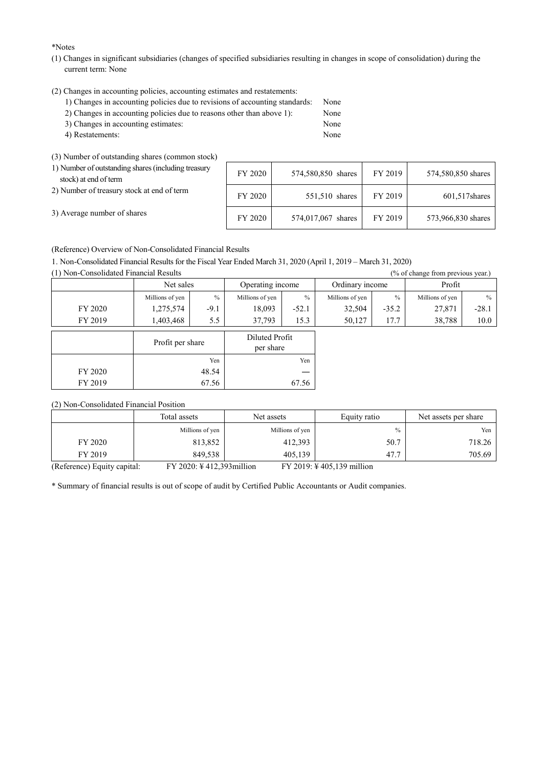*Notes

(1) Changes in significant subsidiaries (changes of specified subsidiaries resulting in changes in scope of consolidation) during the current term: None

(2) Changes in accounting policies, accounting estimates and restatements:

1) Changes in accounting policies due to revisions of accounting standards: None
2) Changes in accounting policies due to reasons other than above 1): None
3) Changes in accounting estimates: None
4) Restatements: None

(3) Number of outstanding shares (common stock)

| | | | | |
|---|---|---|---|---|
| 1) Number of outstanding shares (including treasury stock) at end of term | FY 2020 | 574,580,850 shares | FY 2019 | 574,580,850 shares |
| 2) Number of treasury stock at end of term | FY 2020 | 551,510 shares | FY 2019 | 601,517shares |
| 3) Average number of shares | FY 2020 | 574,017,067 shares | FY 2019 | 573,966,830 shares |

(Reference) Overview of Non-Consolidated Financial Results

1. Non-Consolidated Financial Results for the Fiscal Year Ended March 31, 2020 (April 1, 2019 – March 31, 2020)

(1) Non-Consolidated Financial Results (% of change from previous year.)

| | Net sales | | Operating income | | Ordinary income | | Profit | |
|---|---|---|---|---|---|---|---|---|
| | Millions of yen | % | Millions of yen | % | Millions of yen | % | Millions of yen | % |
| FY 2020 | 1,275,574 | -9.1 | 18,093 | -52.1 | 32,504 | -35.2 | 27,871 | -28.1 |
| FY 2019 | 1,403,468 | 5.5 | 37,793 | 15.3 | 50,127 | 17.7 | 38,788 | 10.0 |

| | Profit per share | Diluted Profit per share |
|---|---|---|
| | Yen | Yen |
| FY 2020 | 48.54 | — |
| FY 2019 | 67.56 | 67.56 |

(2) Non-Consolidated Financial Position

| | Total assets | Net assets | Equity ratio | Net assets per share |
|---|---|---|---|---|
| | Millions of yen | Millions of yen | % | Yen |
| FY 2020 | 813,852 | 412,393 | 50.7 | 718.26 |
| FY 2019 | 849,538 | 405,139 | 47.7 | 705.69 |

(Reference) Equity capital: FY 2020: ¥412,393million FY 2019: ¥405,139 million

* Summary of financial results is out of scope of audit by Certified Public Accountants or Audit companies.